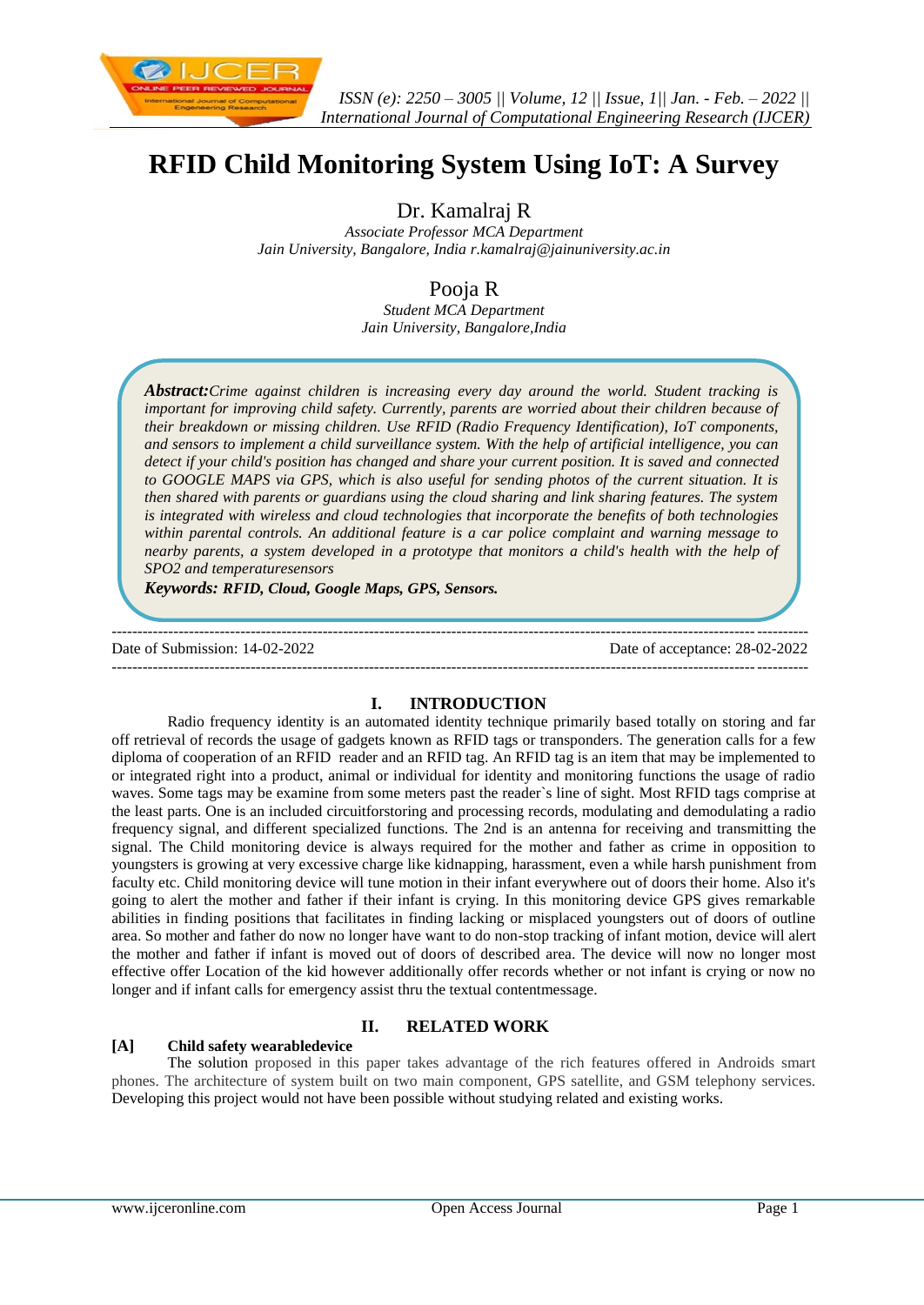# RFID Child Monitoring System Using IoT: A Survey

Dr. Kamalraj R

*Associate Professor MCA Department*
*Jain University, Bangalore, India r.kamalraj@jainuniversity.ac.in*

Pooja R

*Student MCA Department*
*Jain University, Bangalore,India*

***Abstract:****Crime against children is increasing every day around the world. Student tracking is important for improving child safety. Currently, parents are worried about their children because of their breakdown or missing children. Use RFID (Radio Frequency Identification), IoT components, and sensors to implement a child surveillance system. With the help of artificial intelligence, you can detect if your child's position has changed and share your current position. It is saved and connected to GOOGLE MAPS via GPS, which is also useful for sending photos of the current situation. It is then shared with parents or guardians using the cloud sharing and link sharing features. The system is integrated with wireless and cloud technologies that incorporate the benefits of both technologies within parental controls. An additional feature is a car police complaint and warning message to nearby parents, a system developed in a prototype that monitors a child's health with the help of SPO2 and temperaturesensors*

***Keywords: RFID, Cloud, Google Maps, GPS, Sensors.***

---

Date of Submission: 14-02-2022 Date of acceptance: 28-02-2022

---

## I. INTRODUCTION

Radio frequency identity is an automated identity technique primarily based totally on storing and far off retrieval of records the usage of gadgets known as RFID tags or transponders. The generation calls for a few diploma of cooperation of an RFID reader and an RFID tag. An RFID tag is an item that may be implemented to or integrated right into a product, animal or individual for identity and monitoring functions the usage of radio waves. Some tags may be examine from some meters past the reader`s line of sight. Most RFID tags comprise at the least parts. One is an included circuitforstoring and processing records, modulating and demodulating a radio frequency signal, and different specialized functions. The 2nd is an antenna for receiving and transmitting the signal. The Child monitoring device is always required for the mother and father as crime in opposition to youngsters is growing at very excessive charge like kidnapping, harassment, even a while harsh punishment from faculty etc. Child monitoring device will tune motion in their infant everywhere out of doors their home. Also it's going to alert the mother and father if their infant is crying. In this monitoring device GPS gives remarkable abilities in finding positions that facilitates in finding lacking or misplaced youngsters out of doors of outline area. So mother and father do now no longer have want to do non-stop tracking of infant motion, device will alert the mother and father if infant is moved out of doors of described area. The device will now no longer most effective offer Location of the kid however additionally offer records whether or not infant is crying or now no longer and if infant calls for emergency assist thru the textual contentmessage.

## II. RELATED WORK

### [A] Child safety wearabledevice

The solution proposed in this paper takes advantage of the rich features offered in Androids smart phones. The architecture of system built on two main component, GPS satellite, and GSM telephony services. Developing this project would not have been possible without studying related and existing works.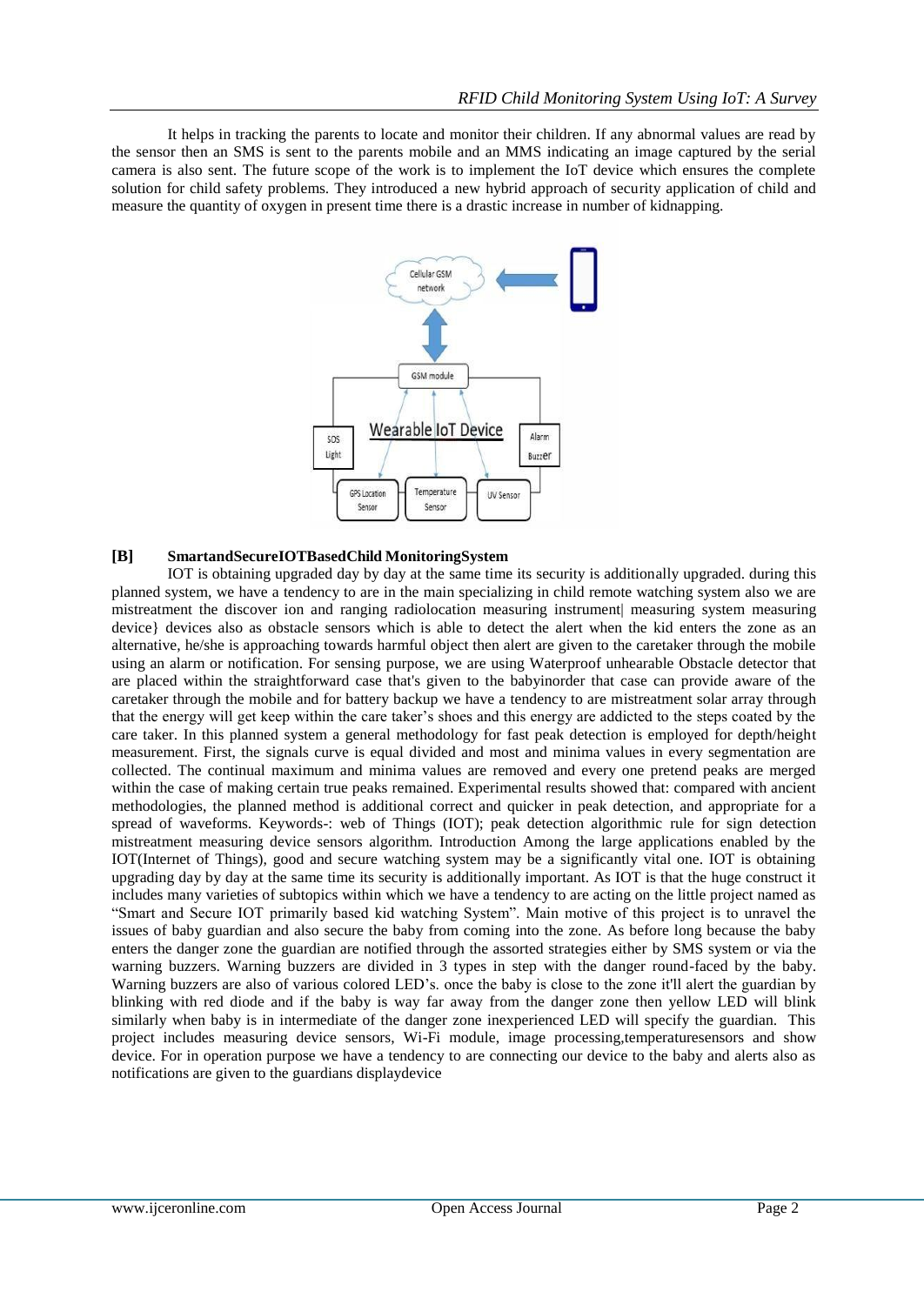It helps in tracking the parents to locate and monitor their children. If any abnormal values are read by the sensor then an SMS is sent to the parents mobile and an MMS indicating an image captured by the serial camera is also sent. The future scope of the work is to implement the IoT device which ensures the complete solution for child safety problems. They introduced a new hybrid approach of security application of child and measure the quantity of oxygen in present time there is a drastic increase in number of kidnapping.

### [B] SmartandSecureIOTBasedChild MonitoringSystem

IOT is obtaining upgraded day by day at the same time its security is additionally upgraded. during this planned system, we have a tendency to are in the main specializing in child remote watching system also we are mistreatment the discover ion and ranging radiolocation measuring instrument| measuring system measuring device} devices also as obstacle sensors which is able to detect the alert when the kid enters the zone as an alternative, he/she is approaching towards harmful object then alert are given to the caretaker through the mobile using an alarm or notification. For sensing purpose, we are using Waterproof unhearable Obstacle detector that are placed within the straightforward case that's given to the babyinorder that case can provide aware of the caretaker through the mobile and for battery backup we have a tendency to are mistreatment solar array through that the energy will get keep within the care taker's shoes and this energy are addicted to the steps coated by the care taker. In this planned system a general methodology for fast peak detection is employed for depth/height measurement. First, the signals curve is equal divided and most and minima values in every segmentation are collected. The continual maximum and minima values are removed and every one pretend peaks are merged within the case of making certain true peaks remained. Experimental results showed that: compared with ancient methodologies, the planned method is additional correct and quicker in peak detection, and appropriate for a spread of waveforms. Keywords-: web of Things (IOT); peak detection algorithmic rule for sign detection mistreatment measuring device sensors algorithm. Introduction Among the large applications enabled by the IOT(Internet of Things), good and secure watching system may be a significantly vital one. IOT is obtaining upgrading day by day at the same time its security is additionally important. As IOT is that the huge construct it includes many varieties of subtopics within which we have a tendency to are acting on the little project named as "Smart and Secure IOT primarily based kid watching System". Main motive of this project is to unravel the issues of baby guardian and also secure the baby from coming into the zone. As before long because the baby enters the danger zone the guardian are notified through the assorted strategies either by SMS system or via the warning buzzers. Warning buzzers are divided in 3 types in step with the danger round-faced by the baby. Warning buzzers are also of various colored LED's. once the baby is close to the zone it'll alert the guardian by blinking with red diode and if the baby is way far away from the danger zone then yellow LED will blink similarly when baby is in intermediate of the danger zone inexperienced LED will specify the guardian. This project includes measuring device sensors, Wi-Fi module, image processing,temperaturesensors and show device. For in operation purpose we have a tendency to are connecting our device to the baby and alerts also as notifications are given to the guardians displaydevice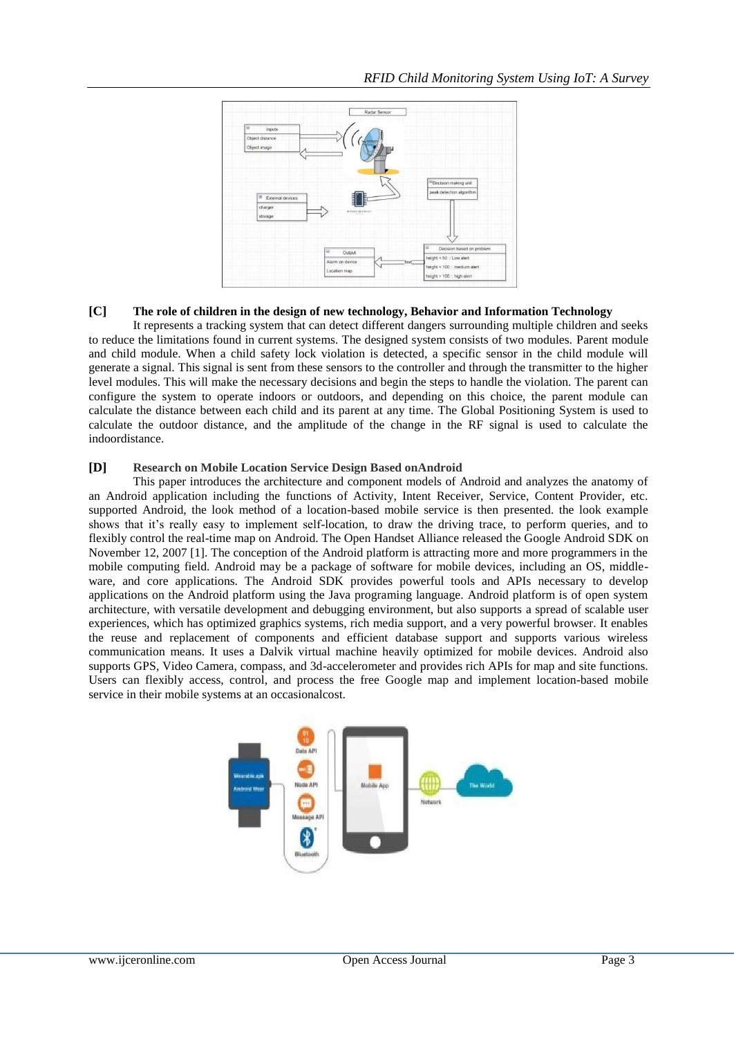**[C] The role of children in the design of new technology, Behavior and Information Technology**

It represents a tracking system that can detect different dangers surrounding multiple children and seeks to reduce the limitations found in current systems. The designed system consists of two modules. Parent module and child module. When a child safety lock violation is detected, a specific sensor in the child module will generate a signal. This signal is sent from these sensors to the controller and through the transmitter to the higher level modules. This will make the necessary decisions and begin the steps to handle the violation. The parent can configure the system to operate indoors or outdoors, and depending on this choice, the parent module can calculate the distance between each child and its parent at any time. The Global Positioning System is used to calculate the outdoor distance, and the amplitude of the change in the RF signal is used to calculate the indoordistance.

**[D] Research on Mobile Location Service Design Based onAndroid**

This paper introduces the architecture and component models of Android and analyzes the anatomy of an Android application including the functions of Activity, Intent Receiver, Service, Content Provider, etc. supported Android, the look method of a location-based mobile service is then presented. the look example shows that it's really easy to implement self-location, to draw the driving trace, to perform queries, and to flexibly control the real-time map on Android. The Open Handset Alliance released the Google Android SDK on November 12, 2007 [1]. The conception of the Android platform is attracting more and more programmers in the mobile computing field. Android may be a package of software for mobile devices, including an OS, middle-ware, and core applications. The Android SDK provides powerful tools and APIs necessary to develop applications on the Android platform using the Java programing language. Android platform is of open system architecture, with versatile development and debugging environment, but also supports a spread of scalable user experiences, which has optimized graphics systems, rich media support, and a very powerful browser. It enables the reuse and replacement of components and efficient database support and supports various wireless communication means. It uses a Dalvik virtual machine heavily optimized for mobile devices. Android also supports GPS, Video Camera, compass, and 3d-accelerometer and provides rich APIs for map and site functions. Users can flexibly access, control, and process the free Google map and implement location-based mobile service in their mobile systems at an occasionalcost.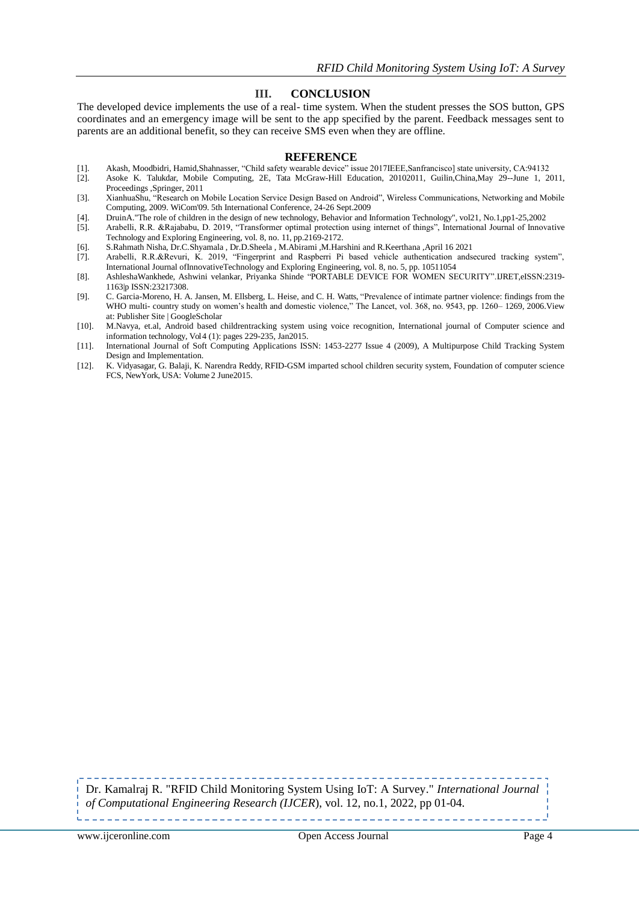## III. CONCLUSION

The developed device implements the use of a real- time system. When the student presses the SOS button, GPS coordinates and an emergency image will be sent to the app specified by the parent. Feedback messages sent to parents are an additional benefit, so they can receive SMS even when they are offline.

## REFERENCE

[1]. Akash, Moodbidri, Hamid,Shahnasser, "Child safety wearable device" issue 2017IEEE,Sanfrancisco] state university, CA:94132

[2]. Asoke K. Talukdar, Mobile Computing, 2E, Tata McGraw-Hill Education, 20102011, Guilin,China,May 29--June 1, 2011, Proceedings ,Springer, 2011

[3]. XianhuaShu, "Research on Mobile Location Service Design Based on Android", Wireless Communications, Networking and Mobile Computing, 2009. WiCom'09. 5th International Conference, 24-26 Sept.2009

[4]. DruinA."The role of children in the design of new technology, Behavior and Information Technology", vol21, No.1,pp1-25,2002

[5]. Arabelli, R.R. &Rajababu, D. 2019, "Transformer optimal protection using internet of things", International Journal of Innovative Technology and Exploring Engineering, vol. 8, no. 11, pp.2169-2172.

[6]. S.Rahmath Nisha, Dr.C.Shyamala , Dr.D.Sheela , M.Abirami ,M.Harshini and R.Keerthana ,April 16 2021

[7]. Arabelli, R.R.&Revuri, K. 2019, "Fingerprint and Raspberri Pi based vehicle authentication andsecured tracking system", International Journal ofInnovativeTechnology and Exploring Engineering, vol. 8, no. 5, pp. 10511054

[8]. AshleshaWankhede, Ashwini velankar, Priyanka Shinde "PORTABLE DEVICE FOR WOMEN SECURITY".IJRET,eISSN:2319-1163|p ISSN:23217308.

[9]. C. Garcia-Moreno, H. A. Jansen, M. Ellsberg, L. Heise, and C. H. Watts, "Prevalence of intimate partner violence: findings from the WHO multi- country study on women's health and domestic violence," The Lancet, vol. 368, no. 9543, pp. 1260– 1269, 2006.View at: Publisher Site | GoogleScholar

[10]. M.Navya, et.al, Android based childrentracking system using voice recognition, International journal of Computer science and information technology, Vol 4 (1): pages 229-235, Jan2015.

[11]. International Journal of Soft Computing Applications ISSN: 1453-2277 Issue 4 (2009), A Multipurpose Child Tracking System Design and Implementation.

[12]. K. Vidyasagar, G. Balaji, K. Narendra Reddy, RFID-GSM imparted school children security system, Foundation of computer science FCS, NewYork, USA: Volume 2 June2015.

Dr. Kamalraj R. "RFID Child Monitoring System Using IoT: A Survey." *International Journal of Computational Engineering Research (IJCER*), vol. 12, no.1, 2022, pp 01-04.